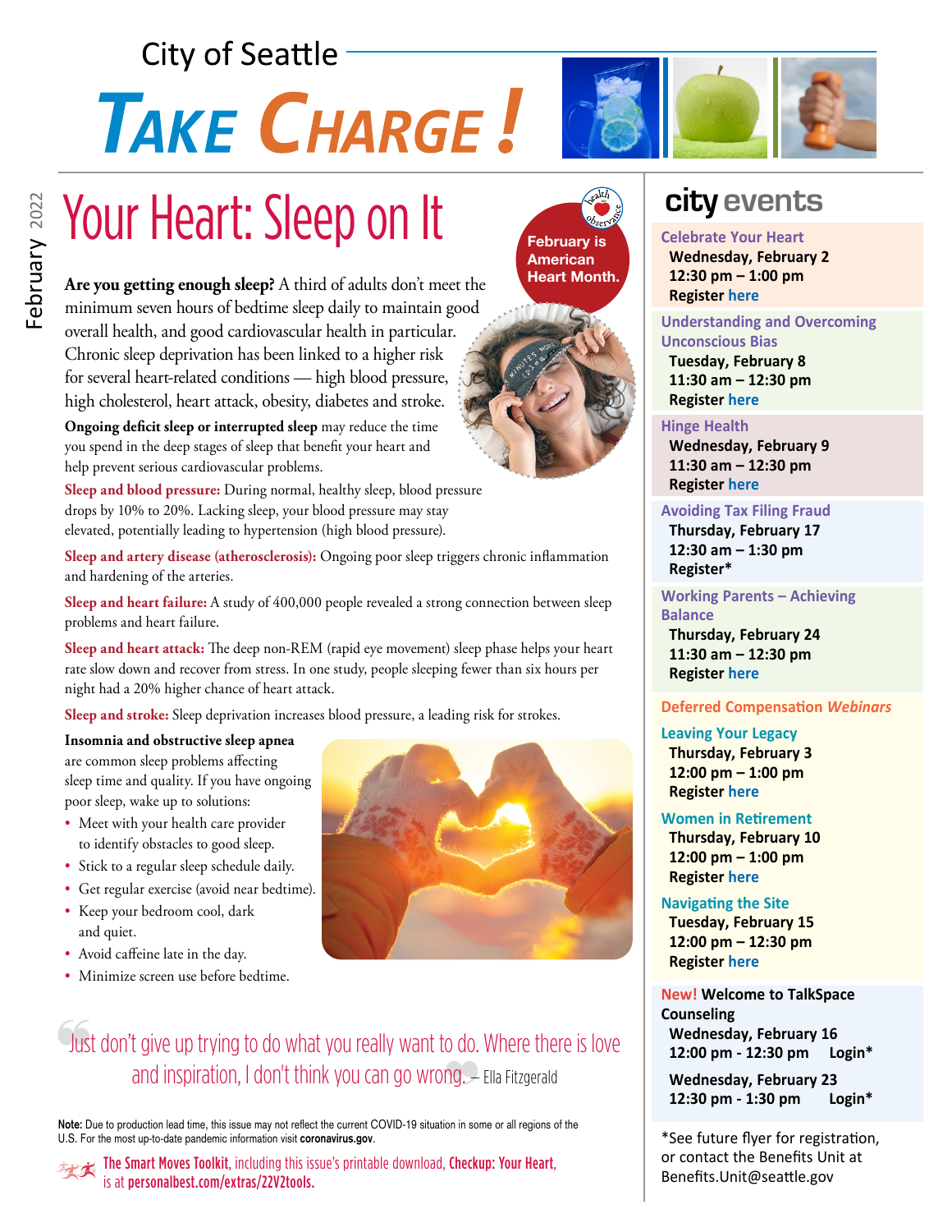City of Seattle

# TAKE CHARGE!

February 2022

## Your Heart: Sleep on It

February is American Heart Month.

**Are you getting enough sleep?** A third of adults don't meet the minimum seven hours of bedtime sleep daily to maintain good overall health, and good cardiovascular health in particular. Chronic sleep deprivation has been linked to a higher risk for several heart-related conditions — high blood pressure, high cholesterol, heart attack, obesity, diabetes and stroke.

**Ongoing deficit sleep or interrupted sleep** may reduce the time you spend in the deep stages of sleep that benefit your heart and help prevent serious cardiovascular problems.

**Sleep and blood pressure:** During normal, healthy sleep, blood pressure drops by 10% to 20%. Lacking sleep, your blood pressure may stay elevated, potentially leading to hypertension (high blood pressure).

**Sleep and artery disease (atherosclerosis):** Ongoing poor sleep triggers chronic inflammation and hardening of the arteries.

**Sleep and heart failure:** A study of 400,000 people revealed a strong connection between sleep problems and heart failure.

**Sleep and heart attack:** The deep non-REM (rapid eye movement) sleep phase helps your heart rate slow down and recover from stress. In one study, people sleeping fewer than six hours per night had a 20% higher chance of heart attack.

**Sleep and stroke:** Sleep deprivation increases blood pressure, a leading risk for strokes.

**Insomnia and obstructive sleep apnea** are common sleep problems affecting sleep time and quality. If you have ongoing poor sleep, wake up to solutions:

- Meet with your health care provider to identify obstacles to good sleep.
- Stick to a regular sleep schedule daily.
- Get regular exercise (avoid near bedtime).
- Keep your bedroom cool, dark and quiet.
- Avoid caffeine late in the day.
- Minimize screen use before bedtime.

> Just don't give up trying to do what you really want to do. Where there is love and inspiration, I don't think you can go wrong. — Ella Fitzgerald

**Note:** Due to production lead time, this issue may not reflect the current COVID-19 situation in some or all regions of the U.S. For the most up-to-date pandemic information visit **coronavirus.gov**.

The Smart Moves Toolkit, including this issue's printable download, **Checkup: Your Heart**, is at **personalbest.com/extras/22V2tools.**

## city events

**Celebrate Your Heart**
Wednesday, February 2
12:30 pm – 1:00 pm
Register here

**Understanding and Overcoming Unconscious Bias**
Tuesday, February 8
11:30 am – 12:30 pm
Register here

**Hinge Health**
Wednesday, February 9
11:30 am – 12:30 pm
Register here

**Avoiding Tax Filing Fraud**
Thursday, February 17
12:30 am – 1:30 pm
Register*

**Working Parents – Achieving Balance**
Thursday, February 24
11:30 am – 12:30 pm
Register here

### Deferred Compensation *Webinars*

**Leaving Your Legacy**
Thursday, February 3
12:00 pm – 1:00 pm
Register here

**Women in Retirement**
Thursday, February 10
12:00 pm – 1:00 pm
Register here

**Navigating the Site**
Tuesday, February 15
12:00 pm – 12:30 pm
Register here

**New! Welcome to TalkSpace Counseling**
Wednesday, February 16
12:00 pm - 12:30 pm Login*

Wednesday, February 23
12:30 pm - 1:30 pm Login*

*See future flyer for registration, or contact the Benefits Unit at Benefits.Unit@seattle.gov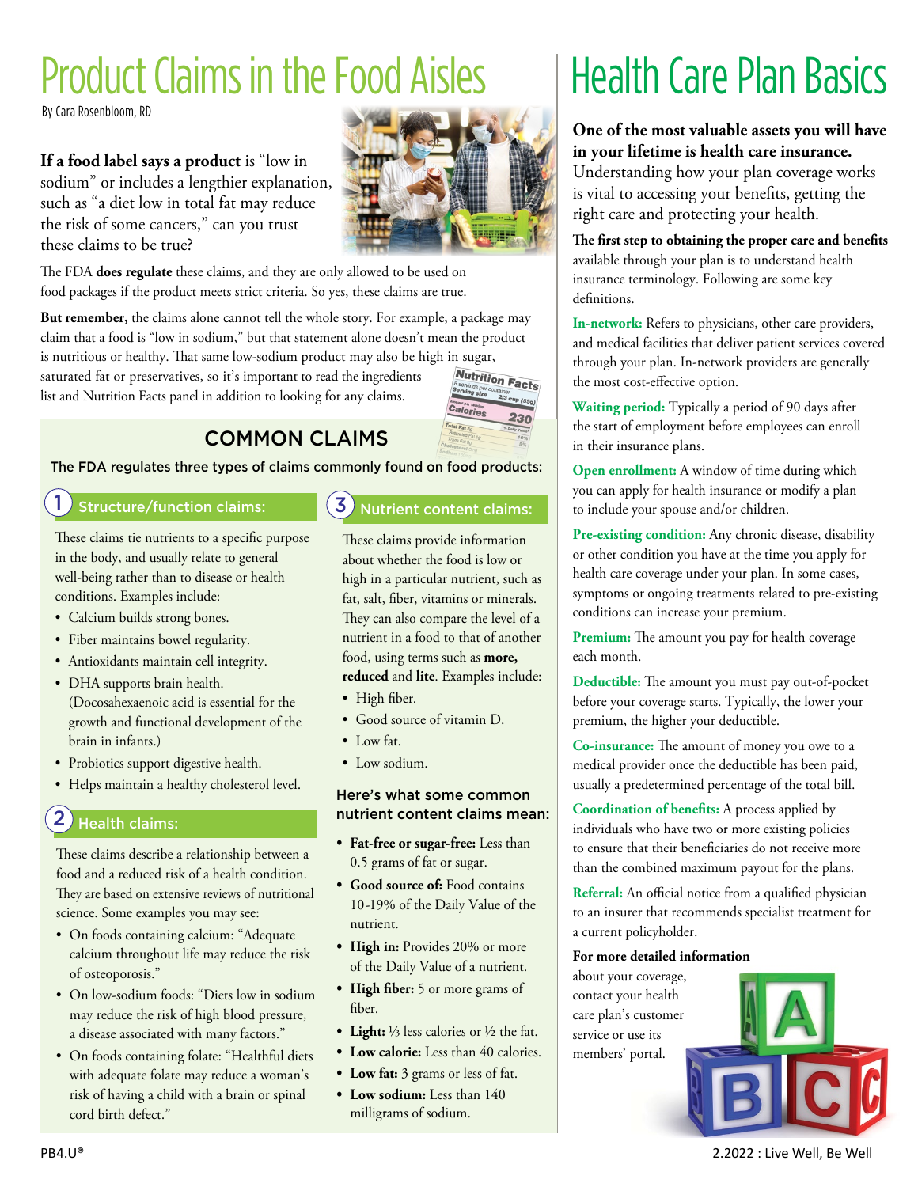# Product Claims in the Food Aisles

By Cara Rosenbloom, RD

**If a food label says a product** is "low in sodium" or includes a lengthier explanation, such as "a diet low in total fat may reduce the risk of some cancers," can you trust these claims to be true?

The FDA **does regulate** these claims, and they are only allowed to be used on food packages if the product meets strict criteria. So yes, these claims are true.

**But remember,** the claims alone cannot tell the whole story. For example, a package may claim that a food is "low in sodium," but that statement alone doesn't mean the product is nutritious or healthy. That same low-sodium product may also be high in sugar, saturated fat or preservatives, so it's important to read the ingredients list and Nutrition Facts panel in addition to looking for any claims.

## COMMON CLAIMS

The FDA regulates three types of claims commonly found on food products:

### 1 Structure/function claims:

These claims tie nutrients to a specific purpose in the body, and usually relate to general well-being rather than to disease or health conditions. Examples include:

- Calcium builds strong bones.
- Fiber maintains bowel regularity.
- Antioxidants maintain cell integrity.
- DHA supports brain health. (Docosahexaenoic acid is essential for the growth and functional development of the brain in infants.)
- Probiotics support digestive health.
- Helps maintain a healthy cholesterol level.

### 2 Health claims:

These claims describe a relationship between a food and a reduced risk of a health condition. They are based on extensive reviews of nutritional science. Some examples you may see:

- On foods containing calcium: "Adequate calcium throughout life may reduce the risk of osteoporosis."
- On low-sodium foods: "Diets low in sodium may reduce the risk of high blood pressure, a disease associated with many factors."
- On foods containing folate: "Healthful diets with adequate folate may reduce a woman's risk of having a child with a brain or spinal cord birth defect."

### 3 Nutrient content claims:

These claims provide information about whether the food is low or high in a particular nutrient, such as fat, salt, fiber, vitamins or minerals. They can also compare the level of a nutrient in a food to that of another food, using terms such as **more, reduced** and **lite**. Examples include:

- High fiber.
- Good source of vitamin D.
- Low fat.
- Low sodium.

#### Here's what some common nutrient content claims mean:

- **Fat-free or sugar-free:** Less than 0.5 grams of fat or sugar.
- **Good source of:** Food contains 10-19% of the Daily Value of the nutrient.
- **High in:** Provides 20% or more of the Daily Value of a nutrient.
- **High fiber:** 5 or more grams of fiber.
- **Light:** ⅓ less calories or ½ the fat.
- **Low calorie:** Less than 40 calories.
- **Low fat:** 3 grams or less of fat.
- **Low sodium:** Less than 140 milligrams of sodium.

# Health Care Plan Basics

**One of the most valuable assets you will have in your lifetime is health care insurance.** Understanding how your plan coverage works is vital to accessing your benefits, getting the right care and protecting your health.

**The first step to obtaining the proper care and benefits** available through your plan is to understand health insurance terminology. Following are some key definitions.

**In-network:** Refers to physicians, other care providers, and medical facilities that deliver patient services covered through your plan. In-network providers are generally the most cost-effective option.

**Waiting period:** Typically a period of 90 days after the start of employment before employees can enroll in their insurance plans.

**Open enrollment:** A window of time during which you can apply for health insurance or modify a plan to include your spouse and/or children.

**Pre-existing condition:** Any chronic disease, disability or other condition you have at the time you apply for health care coverage under your plan. In some cases, symptoms or ongoing treatments related to pre-existing conditions can increase your premium.

**Premium:** The amount you pay for health coverage each month.

**Deductible:** The amount you must pay out-of-pocket before your coverage starts. Typically, the lower your premium, the higher your deductible.

**Co-insurance:** The amount of money you owe to a medical provider once the deductible has been paid, usually a predetermined percentage of the total bill.

**Coordination of benefits:** A process applied by individuals who have two or more existing policies to ensure that their beneficiaries do not receive more than the combined maximum payout for the plans.

**Referral:** An official notice from a qualified physician to an insurer that recommends specialist treatment for a current policyholder.

**For more detailed information** about your coverage, contact your health care plan's customer service or use its members' portal.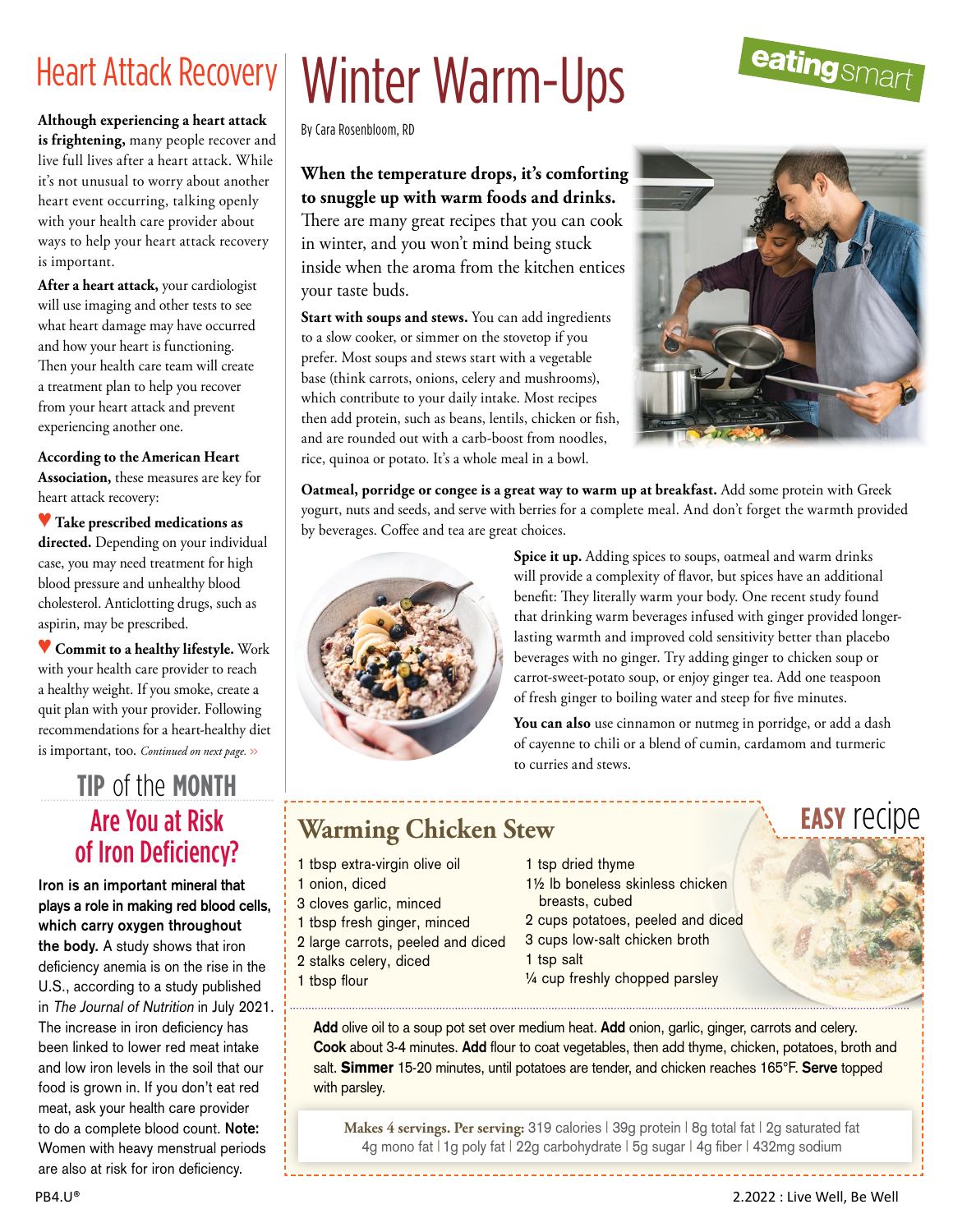# Heart Attack Recovery

**Although experiencing a heart attack is frightening,** many people recover and live full lives after a heart attack. While it's not unusual to worry about another heart event occurring, talking openly with your health care provider about ways to help your heart attack recovery is important.

**After a heart attack,** your cardiologist will use imaging and other tests to see what heart damage may have occurred and how your heart is functioning. Then your health care team will create a treatment plan to help you recover from your heart attack and prevent experiencing another one.

**According to the American Heart Association,** these measures are key for heart attack recovery:

♥ **Take prescribed medications as directed.** Depending on your individual case, you may need treatment for high blood pressure and unhealthy blood cholesterol. Anticlotting drugs, such as aspirin, may be prescribed.

♥ **Commit to a healthy lifestyle.** Work with your health care provider to reach a healthy weight. If you smoke, create a quit plan with your provider. Following recommendations for a heart-healthy diet is important, too. *Continued on next page.* »

## TIP of the MONTH

### Are You at Risk of Iron Deficiency?

**Iron is an important mineral that plays a role in making red blood cells, which carry oxygen throughout the body.** A study shows that iron deficiency anemia is on the rise in the U.S., according to a study published in *The Journal of Nutrition* in July 2021. The increase in iron deficiency has been linked to lower red meat intake and low iron levels in the soil that our food is grown in. If you don't eat red meat, ask your health care provider to do a complete blood count. **Note:** Women with heavy menstrual periods are also at risk for iron deficiency.

# Winter Warm-Ups

eating smart

By Cara Rosenbloom, RD

**When the temperature drops, it's comforting to snuggle up with warm foods and drinks.** There are many great recipes that you can cook in winter, and you won't mind being stuck inside when the aroma from the kitchen entices your taste buds.

**Start with soups and stews.** You can add ingredients to a slow cooker, or simmer on the stovetop if you prefer. Most soups and stews start with a vegetable base (think carrots, onions, celery and mushrooms), which contribute to your daily intake. Most recipes then add protein, such as beans, lentils, chicken or fish, and are rounded out with a carb-boost from noodles, rice, quinoa or potato. It's a whole meal in a bowl.

**Oatmeal, porridge or congee is a great way to warm up at breakfast.** Add some protein with Greek yogurt, nuts and seeds, and serve with berries for a complete meal. And don't forget the warmth provided by beverages. Coffee and tea are great choices.

**Spice it up.** Adding spices to soups, oatmeal and warm drinks will provide a complexity of flavor, but spices have an additional benefit: They literally warm your body. One recent study found that drinking warm beverages infused with ginger provided longer-lasting warmth and improved cold sensitivity better than placebo beverages with no ginger. Try adding ginger to chicken soup or carrot-sweet-potato soup, or enjoy ginger tea. Add one teaspoon of fresh ginger to boiling water and steep for five minutes.

**You can also** use cinnamon or nutmeg in porridge, or add a dash of cayenne to chili or a blend of cumin, cardamom and turmeric to curries and stews.

## Warming Chicken Stew

EASY recipe

- 1 tbsp extra-virgin olive oil
- 1 onion, diced
- 3 cloves garlic, minced
- 1 tbsp fresh ginger, minced
- 2 large carrots, peeled and diced
- 2 stalks celery, diced
- 1 tbsp flour
- 1 tsp dried thyme
- 1½ lb boneless skinless chicken breasts, cubed
- 2 cups potatoes, peeled and diced
- 3 cups low-salt chicken broth
- 1 tsp salt
- ¼ cup freshly chopped parsley

**Add** olive oil to a soup pot set over medium heat. **Add** onion, garlic, ginger, carrots and celery. **Cook** about 3-4 minutes. **Add** flour to coat vegetables, then add thyme, chicken, potatoes, broth and salt. **Simmer** 15-20 minutes, until potatoes are tender, and chicken reaches 165°F. **Serve** topped with parsley.

**Makes 4 servings. Per serving:** 319 calories | 39g protein | 8g total fat | 2g saturated fat 4g mono fat | 1g poly fat | 22g carbohydrate | 5g sugar | 4g fiber | 432mg sodium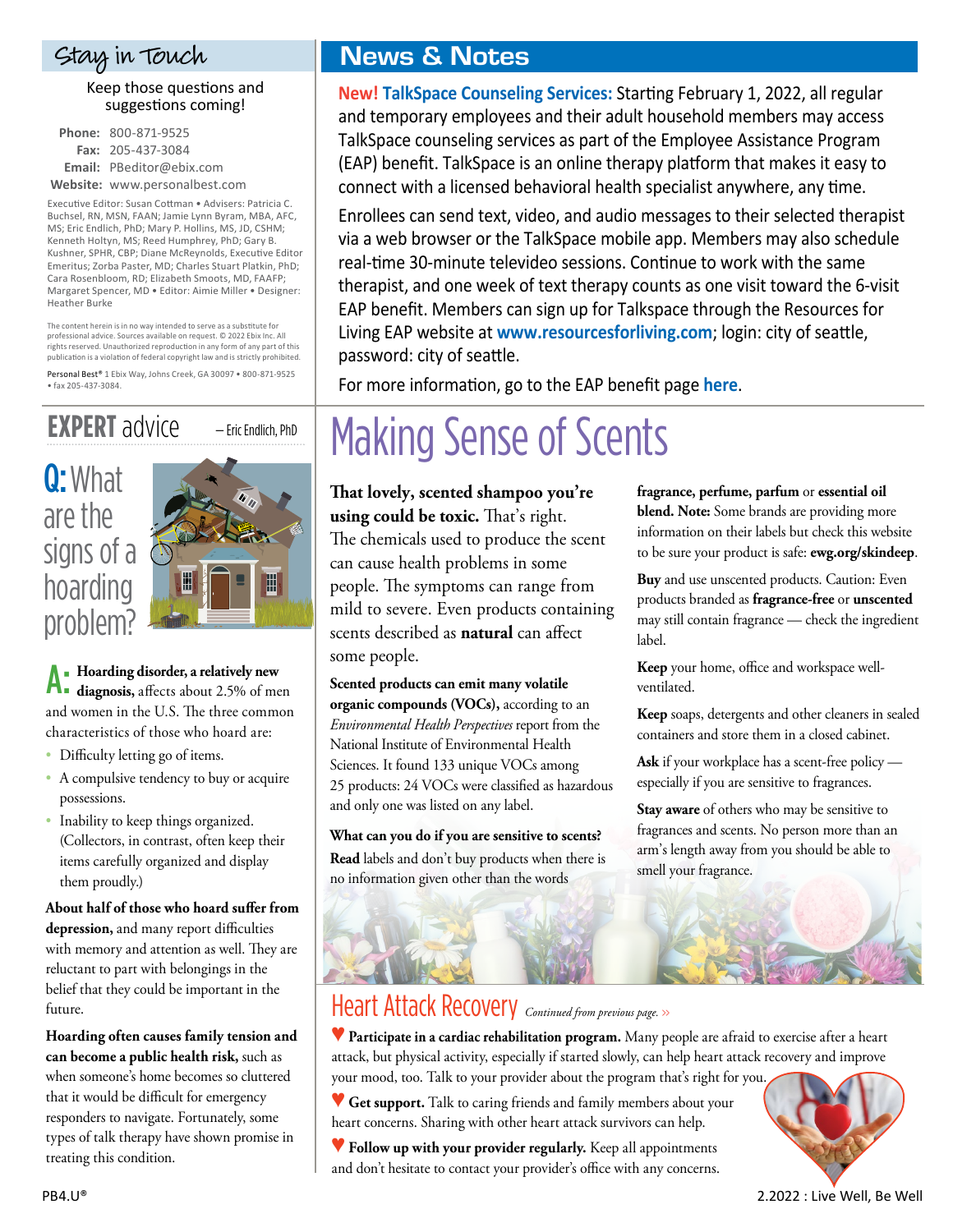## Stay in Touch

Keep those questions and suggestions coming!

**Phone:** 800-871-9525
**Fax:** 205-437-3084
**Email:** PBeditor@ebix.com
**Website:** www.personalbest.com

Executive Editor: Susan Cottman • Advisers: Patricia C. Buchsel, RN, MSN, FAAN; Jamie Lynn Byram, MBA, AFC, MS; Eric Endlich, PhD; Mary P. Hollins, MS, JD, CSHM; Kenneth Holtyn, MS; Reed Humphrey, PhD; Gary B. Kushner, SPHR, CBP; Diane McReynolds, Executive Editor Emeritus; Zorba Paster, MD; Charles Stuart Platkin, PhD; Cara Rosenbloom, RD; Elizabeth Smoots, MD, FAAFP; Margaret Spencer, MD • Editor: Aimie Miller • Designer: Heather Burke

The content herein is in no way intended to serve as a substitute for professional advice. Sources available on request. © 2022 Ebix Inc. All rights reserved. Unauthorized reproduction in any form of any part of this publication is a violation of federal copyright law and is strictly prohibited.

Personal Best® 1 Ebix Way, Johns Creek, GA 30097 • 800-871-9525 • fax 205-437-3084.

## EXPERT advice

– Eric Endlich, PhD

**Q: What are the signs of a hoarding problem?**

**A: Hoarding disorder, a relatively new diagnosis,** affects about 2.5% of men and women in the U.S. The three common characteristics of those who hoard are:

- Difficulty letting go of items.
- A compulsive tendency to buy or acquire possessions.
- Inability to keep things organized. (Collectors, in contrast, often keep their items carefully organized and display them proudly.)

**About half of those who hoard suffer from depression,** and many report difficulties with memory and attention as well. They are reluctant to part with belongings in the belief that they could be important in the future.

**Hoarding often causes family tension and can become a public health risk,** such as when someone's home becomes so cluttered that it would be difficult for emergency responders to navigate. Fortunately, some types of talk therapy have shown promise in treating this condition.

## News & Notes

**New! TalkSpace Counseling Services:** Starting February 1, 2022, all regular and temporary employees and their adult household members may access TalkSpace counseling services as part of the Employee Assistance Program (EAP) benefit. TalkSpace is an online therapy platform that makes it easy to connect with a licensed behavioral health specialist anywhere, any time.

Enrollees can send text, video, and audio messages to their selected therapist via a web browser or the TalkSpace mobile app. Members may also schedule real-time 30-minute televideo sessions. Continue to work with the same therapist, and one week of text therapy counts as one visit toward the 6-visit EAP benefit. Members can sign up for Talkspace through the Resources for Living EAP website at **www.resourcesforliving.com**; login: city of seattle, password: city of seattle.

For more information, go to the EAP benefit page **here**.

# Making Sense of Scents

**That lovely, scented shampoo you're using could be toxic.** That's right. The chemicals used to produce the scent can cause health problems in some people. The symptoms can range from mild to severe. Even products containing scents described as **natural** can affect some people.

**Scented products can emit many volatile organic compounds (VOCs),** according to an *Environmental Health Perspectives* report from the National Institute of Environmental Health Sciences. It found 133 unique VOCs among 25 products: 24 VOCs were classified as hazardous and only one was listed on any label.

**What can you do if you are sensitive to scents?**

**Read** labels and don't buy products when there is no information given other than the words **fragrance, perfume, parfum** or **essential oil blend. Note:** Some brands are providing more information on their labels but check this website to be sure your product is safe: **ewg.org/skindeep**.

**Buy** and use unscented products. Caution: Even products branded as **fragrance-free** or **unscented** may still contain fragrance — check the ingredient label.

**Keep** your home, office and workspace well-ventilated.

**Keep** soaps, detergents and other cleaners in sealed containers and store them in a closed cabinet.

**Ask** if your workplace has a scent-free policy — especially if you are sensitive to fragrances.

**Stay aware** of others who may be sensitive to fragrances and scents. No person more than an arm's length away from you should be able to smell your fragrance.

## Heart Attack Recovery

*Continued from previous page.*

♥ **Participate in a cardiac rehabilitation program.** Many people are afraid to exercise after a heart attack, but physical activity, especially if started slowly, can help heart attack recovery and improve your mood, too. Talk to your provider about the program that's right for you.

♥ **Get support.** Talk to caring friends and family members about your heart concerns. Sharing with other heart attack survivors can help.

♥ **Follow up with your provider regularly.** Keep all appointments and don't hesitate to contact your provider's office with any concerns.